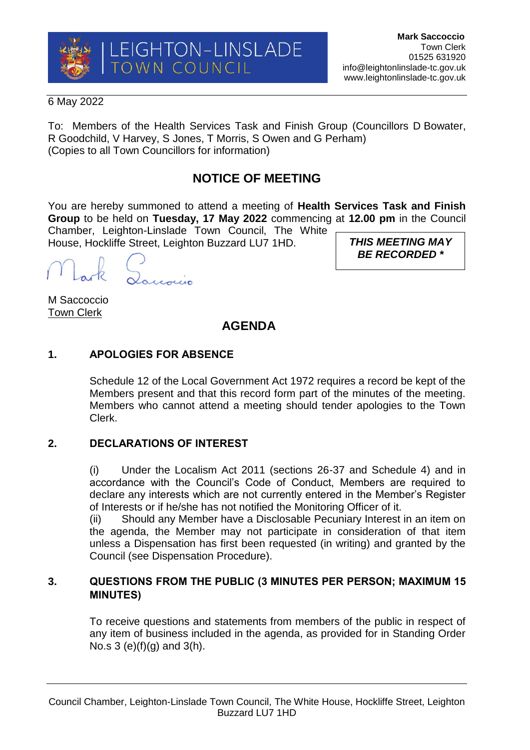LEIGHTON-LINSLADE TOWN COUNCIL

**Mark Saccoccio**
Town Clerk
01525 631920
info@leightonlinslade-tc.gov.uk
www.leightonlinslade-tc.gov.uk

6 May 2022

To: Members of the Health Services Task and Finish Group (Councillors D Bowater, R Goodchild, V Harvey, S Jones, T Morris, S Owen and G Perham)
(Copies to all Town Councillors for information)

## NOTICE OF MEETING

You are hereby summoned to attend a meeting of **Health Services Task and Finish Group** to be held on **Tuesday, 17 May 2022** commencing at **12.00 pm** in the Council Chamber, Leighton-Linslade Town Council, The White House, Hockliffe Street, Leighton Buzzard LU7 1HD.

***THIS MEETING MAY BE RECORDED \****

M Saccoccio
Town Clerk

## AGENDA

### 1. APOLOGIES FOR ABSENCE

Schedule 12 of the Local Government Act 1972 requires a record be kept of the Members present and that this record form part of the minutes of the meeting. Members who cannot attend a meeting should tender apologies to the Town Clerk.

### 2. DECLARATIONS OF INTEREST

(i) Under the Localism Act 2011 (sections 26-37 and Schedule 4) and in accordance with the Council's Code of Conduct, Members are required to declare any interests which are not currently entered in the Member's Register of Interests or if he/she has not notified the Monitoring Officer of it.

(ii) Should any Member have a Disclosable Pecuniary Interest in an item on the agenda, the Member may not participate in consideration of that item unless a Dispensation has first been requested (in writing) and granted by the Council (see Dispensation Procedure).

### 3. QUESTIONS FROM THE PUBLIC (3 MINUTES PER PERSON; MAXIMUM 15 MINUTES)

To receive questions and statements from members of the public in respect of any item of business included in the agenda, as provided for in Standing Order No.s 3 (e)(f)(g) and 3(h).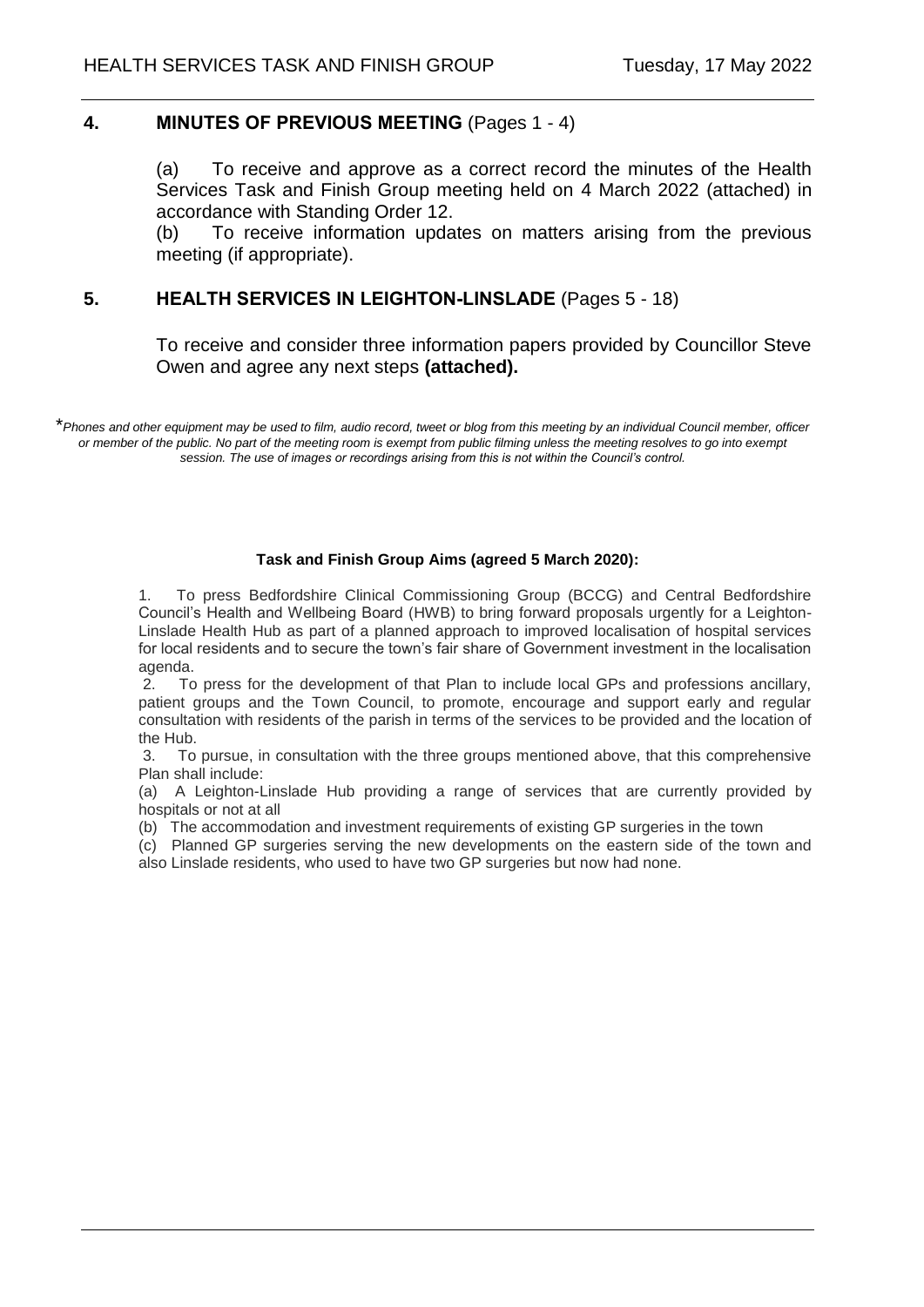## 4. MINUTES OF PREVIOUS MEETING (Pages 1 - 4)

(a) To receive and approve as a correct record the minutes of the Health Services Task and Finish Group meeting held on 4 March 2022 (attached) in accordance with Standing Order 12.

(b) To receive information updates on matters arising from the previous meeting (if appropriate).

## 5. HEALTH SERVICES IN LEIGHTON-LINSLADE (Pages 5 - 18)

To receive and consider three information papers provided by Councillor Steve Owen and agree any next steps **(attached).**

**Phones and other equipment may be used to film, audio record, tweet or blog from this meeting by an individual Council member, officer or member of the public. No part of the meeting room is exempt from public filming unless the meeting resolves to go into exempt session. The use of images or recordings arising from this is not within the Council's control.*

**Task and Finish Group Aims (agreed 5 March 2020):**

1. To press Bedfordshire Clinical Commissioning Group (BCCG) and Central Bedfordshire Council's Health and Wellbeing Board (HWB) to bring forward proposals urgently for a Leighton-Linslade Health Hub as part of a planned approach to improved localisation of hospital services for local residents and to secure the town's fair share of Government investment in the localisation agenda.
2. To press for the development of that Plan to include local GPs and professions ancillary, patient groups and the Town Council, to promote, encourage and support early and regular consultation with residents of the parish in terms of the services to be provided and the location of the Hub.
3. To pursue, in consultation with the three groups mentioned above, that this comprehensive Plan shall include:

(a) A Leighton-Linslade Hub providing a range of services that are currently provided by hospitals or not at all

(b) The accommodation and investment requirements of existing GP surgeries in the town

(c) Planned GP surgeries serving the new developments on the eastern side of the town and also Linslade residents, who used to have two GP surgeries but now had none.